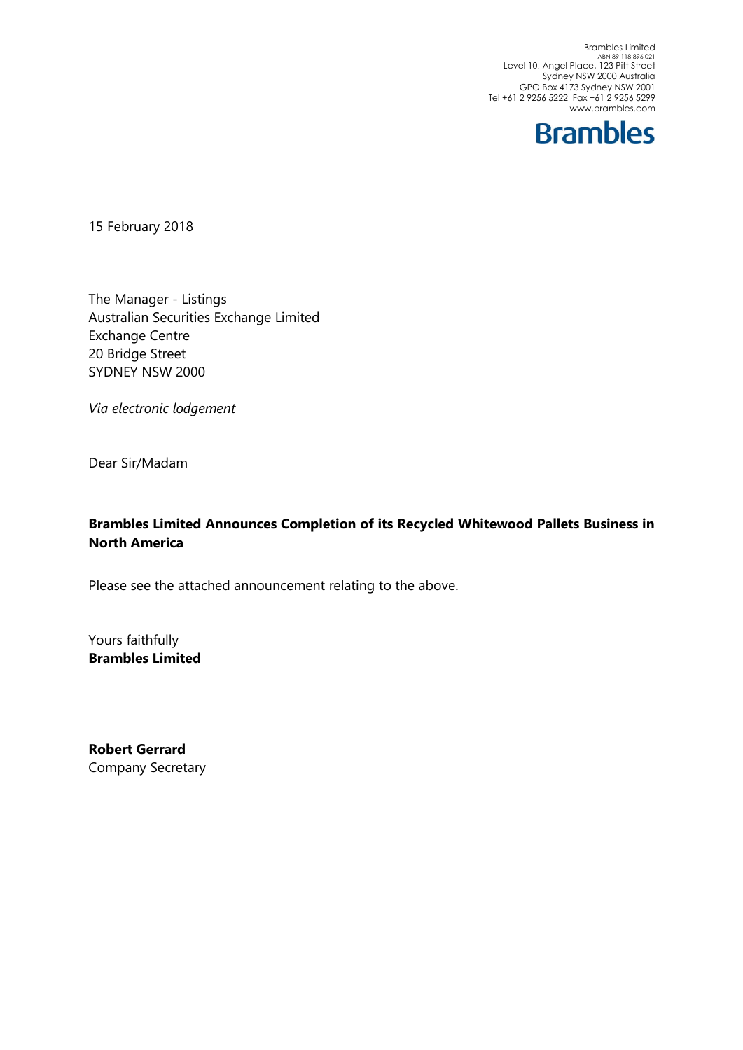Brambles Limited
ABN 89 118 896 021
Level 10, Angel Place, 123 Pitt Street
Sydney NSW 2000 Australia
GPO Box 4173 Sydney NSW 2001
Tel +61 2 9256 5222 Fax +61 2 9256 5299
www.brambles.com

**Brambles**

15 February 2018

The Manager - Listings
Australian Securities Exchange Limited
Exchange Centre
20 Bridge Street
SYDNEY NSW 2000

*Via electronic lodgement*

Dear Sir/Madam

**Brambles Limited Announces Completion of its Recycled Whitewood Pallets Business in North America**

Please see the attached announcement relating to the above.

Yours faithfully
**Brambles Limited**

**Robert Gerrard**
Company Secretary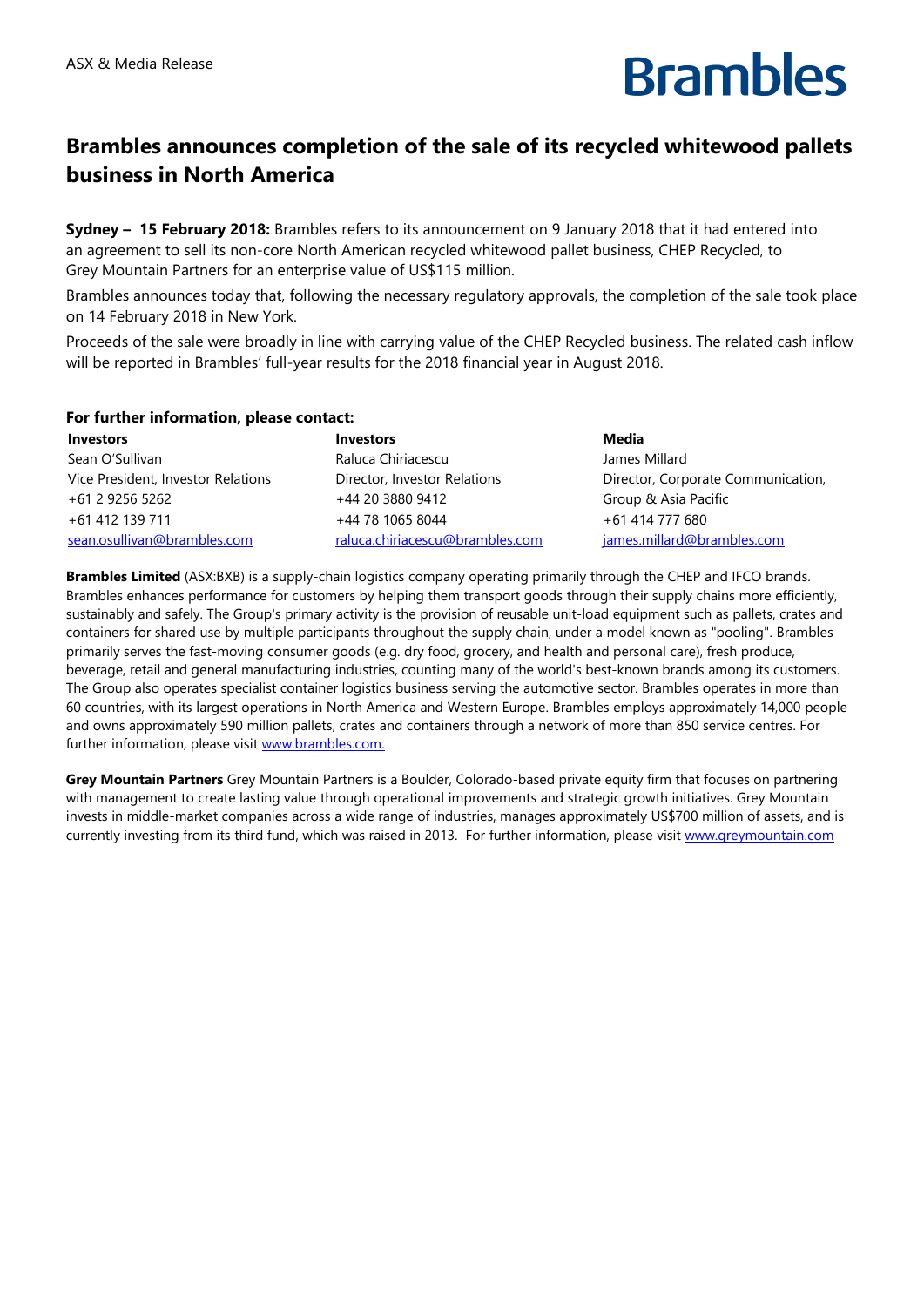ASX & Media Release

Brambles

# Brambles announces completion of the sale of its recycled whitewood pallets business in North America

**Sydney – 15 February 2018:** Brambles refers to its announcement on 9 January 2018 that it had entered into an agreement to sell its non-core North American recycled whitewood pallet business, CHEP Recycled, to Grey Mountain Partners for an enterprise value of US$115 million.

Brambles announces today that, following the necessary regulatory approvals, the completion of the sale took place on 14 February 2018 in New York.

Proceeds of the sale were broadly in line with carrying value of the CHEP Recycled business. The related cash inflow will be reported in Brambles' full-year results for the 2018 financial year in August 2018.

**For further information, please contact:**

| **Investors** | **Investors** | **Media** |
|---|---|---|
| Sean O'Sullivan | Raluca Chiriacescu | James Millard |
| Vice President, Investor Relations | Director, Investor Relations | Director, Corporate Communication, Group & Asia Pacific |
| +61 2 9256 5262 | +44 20 3880 9412 | +61 414 777 680 |
| +61 412 139 711 | +44 78 1065 8044 | james.millard@brambles.com |
| sean.osullivan@brambles.com | raluca.chiriacescu@brambles.com | |

**Brambles Limited** (ASX:BXB) is a supply-chain logistics company operating primarily through the CHEP and IFCO brands. Brambles enhances performance for customers by helping them transport goods through their supply chains more efficiently, sustainably and safely. The Group's primary activity is the provision of reusable unit-load equipment such as pallets, crates and containers for shared use by multiple participants throughout the supply chain, under a model known as "pooling". Brambles primarily serves the fast-moving consumer goods (e.g. dry food, grocery, and health and personal care), fresh produce, beverage, retail and general manufacturing industries, counting many of the world's best-known brands among its customers. The Group also operates specialist container logistics business serving the automotive sector. Brambles operates in more than 60 countries, with its largest operations in North America and Western Europe. Brambles employs approximately 14,000 people and owns approximately 590 million pallets, crates and containers through a network of more than 850 service centres. For further information, please visit www.brambles.com.

**Grey Mountain Partners** Grey Mountain Partners is a Boulder, Colorado-based private equity firm that focuses on partnering with management to create lasting value through operational improvements and strategic growth initiatives. Grey Mountain invests in middle-market companies across a wide range of industries, manages approximately US$700 million of assets, and is currently investing from its third fund, which was raised in 2013. For further information, please visit www.greymountain.com